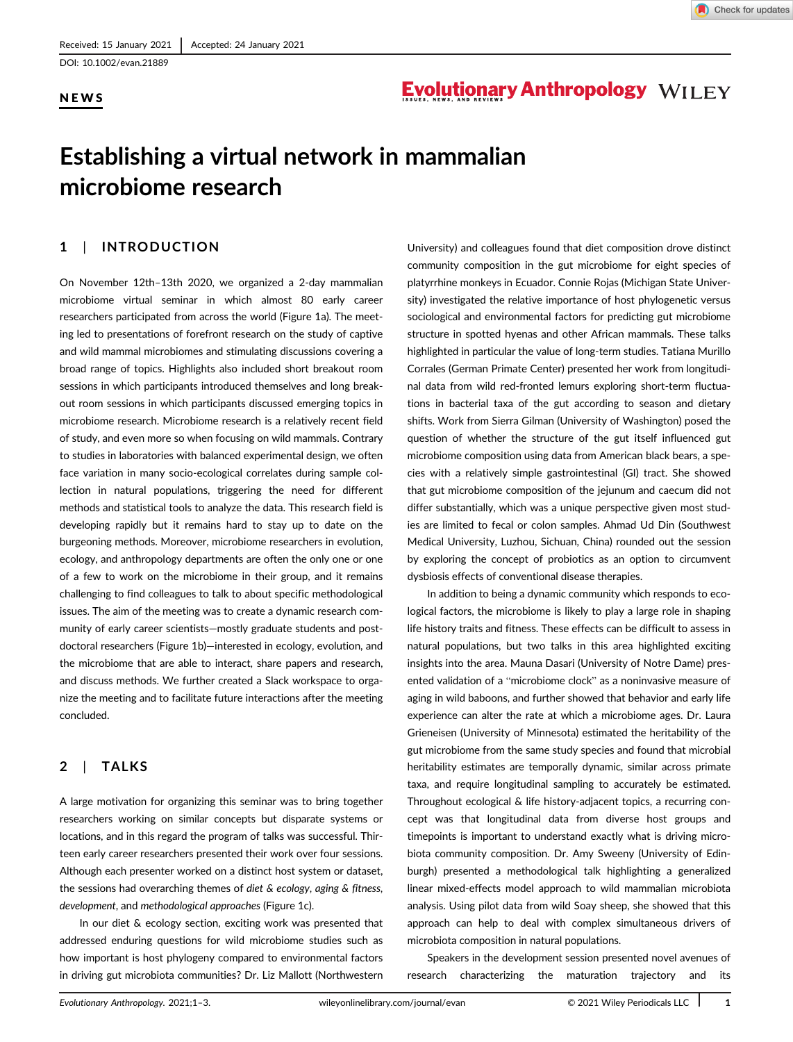Received: 15 January 2021 | Accepted: 24 January 2021

DOI: 10.1002/evan.21889

**NEWS**

# Establishing a virtual network in mammalian microbiome research

## 1 | INTRODUCTION

On November 12th–13th 2020, we organized a 2-day mammalian microbiome virtual seminar in which almost 80 early career researchers participated from across the world (Figure 1a). The meeting led to presentations of forefront research on the study of captive and wild mammal microbiomes and stimulating discussions covering a broad range of topics. Highlights also included short breakout room sessions in which participants introduced themselves and long breakout room sessions in which participants discussed emerging topics in microbiome research. Microbiome research is a relatively recent field of study, and even more so when focusing on wild mammals. Contrary to studies in laboratories with balanced experimental design, we often face variation in many socio-ecological correlates during sample collection in natural populations, triggering the need for different methods and statistical tools to analyze the data. This research field is developing rapidly but it remains hard to stay up to date on the burgeoning methods. Moreover, microbiome researchers in evolution, ecology, and anthropology departments are often the only one or one of a few to work on the microbiome in their group, and it remains challenging to find colleagues to talk to about specific methodological issues. The aim of the meeting was to create a dynamic research community of early career scientists—mostly graduate students and postdoctoral researchers (Figure 1b)—interested in ecology, evolution, and the microbiome that are able to interact, share papers and research, and discuss methods. We further created a Slack workspace to organize the meeting and to facilitate future interactions after the meeting concluded.

## 2 | TALKS

A large motivation for organizing this seminar was to bring together researchers working on similar concepts but disparate systems or locations, and in this regard the program of talks was successful. Thirteen early career researchers presented their work over four sessions. Although each presenter worked on a distinct host system or dataset, the sessions had overarching themes of *diet & ecology*, *aging & fitness*, *development*, and *methodological approaches* (Figure 1c).

In our diet & ecology section, exciting work was presented that addressed enduring questions for wild microbiome studies such as how important is host phylogeny compared to environmental factors in driving gut microbiota communities? Dr. Liz Mallott (Northwestern University) and colleagues found that diet composition drove distinct community composition in the gut microbiome for eight species of platyrrhine monkeys in Ecuador. Connie Rojas (Michigan State University) investigated the relative importance of host phylogenetic versus sociological and environmental factors for predicting gut microbiome structure in spotted hyenas and other African mammals. These talks highlighted in particular the value of long-term studies. Tatiana Murillo Corrales (German Primate Center) presented her work from longitudinal data from wild red-fronted lemurs exploring short-term fluctuations in bacterial taxa of the gut according to season and dietary shifts. Work from Sierra Gilman (University of Washington) posed the question of whether the structure of the gut itself influenced gut microbiome composition using data from American black bears, a species with a relatively simple gastrointestinal (GI) tract. She showed that gut microbiome composition of the jejunum and caecum did not differ substantially, which was a unique perspective given most studies are limited to fecal or colon samples. Ahmad Ud Din (Southwest Medical University, Luzhou, Sichuan, China) rounded out the session by exploring the concept of probiotics as an option to circumvent dysbiosis effects of conventional disease therapies.

In addition to being a dynamic community which responds to ecological factors, the microbiome is likely to play a large role in shaping life history traits and fitness. These effects can be difficult to assess in natural populations, but two talks in this area highlighted exciting insights into the area. Mauna Dasari (University of Notre Dame) presented validation of a "microbiome clock" as a noninvasive measure of aging in wild baboons, and further showed that behavior and early life experience can alter the rate at which a microbiome ages. Dr. Laura Grieneisen (University of Minnesota) estimated the heritability of the gut microbiome from the same study species and found that microbial heritability estimates are temporally dynamic, similar across primate taxa, and require longitudinal sampling to accurately be estimated. Throughout ecological & life history-adjacent topics, a recurring concept was that longitudinal data from diverse host groups and timepoints is important to understand exactly what is driving microbiota community composition. Dr. Amy Sweeny (University of Edinburgh) presented a methodological talk highlighting a generalized linear mixed-effects model approach to wild mammalian microbiota analysis. Using pilot data from wild Soay sheep, she showed that this approach can help to deal with complex simultaneous drivers of microbiota composition in natural populations.

Speakers in the development session presented novel avenues of research characterizing the maturation trajectory and its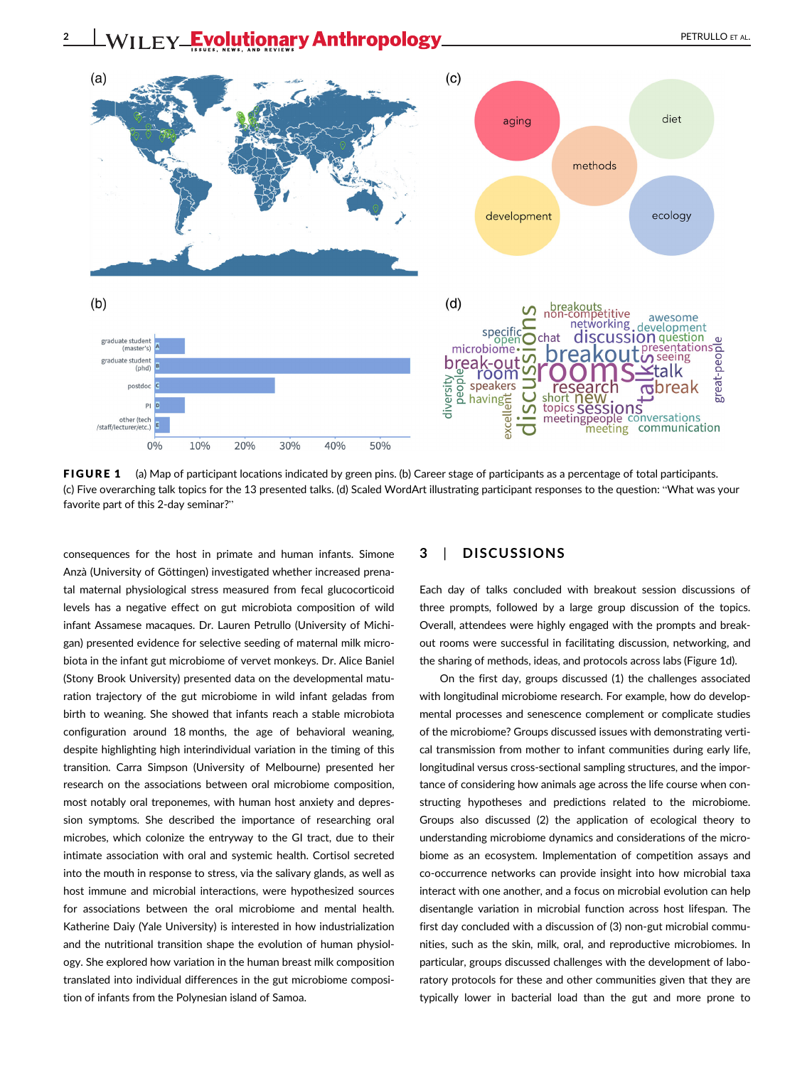FIGURE 1 (a) Map of participant locations indicated by green pins. (b) Career stage of participants as a percentage of total participants. (c) Five overarching talk topics for the 13 presented talks. (d) Scaled WordArt illustrating participant responses to the question: "What was your favorite part of this 2-day seminar?"

consequences for the host in primate and human infants. Simone Anzà (University of Göttingen) investigated whether increased prenatal maternal physiological stress measured from fecal glucocorticoid levels has a negative effect on gut microbiota composition of wild infant Assamese macaques. Dr. Lauren Petrullo (University of Michigan) presented evidence for selective seeding of maternal milk microbiota in the infant gut microbiome of vervet monkeys. Dr. Alice Baniel (Stony Brook University) presented data on the developmental maturation trajectory of the gut microbiome in wild infant geladas from birth to weaning. She showed that infants reach a stable microbiota configuration around 18 months, the age of behavioral weaning, despite highlighting high interindividual variation in the timing of this transition. Carra Simpson (University of Melbourne) presented her research on the associations between oral microbiome composition, most notably oral treponemes, with human host anxiety and depression symptoms. She described the importance of researching oral microbes, which colonize the entryway to the GI tract, due to their intimate association with oral and systemic health. Cortisol secreted into the mouth in response to stress, via the salivary glands, as well as host immune and microbial interactions, were hypothesized sources for associations between the oral microbiome and mental health. Katherine Daiy (Yale University) is interested in how industrialization and the nutritional transition shape the evolution of human physiology. She explored how variation in the human breast milk composition translated into individual differences in the gut microbiome composition of infants from the Polynesian island of Samoa.

## 3 | DISCUSSIONS

Each day of talks concluded with breakout session discussions of three prompts, followed by a large group discussion of the topics. Overall, attendees were highly engaged with the prompts and breakout rooms were successful in facilitating discussion, networking, and the sharing of methods, ideas, and protocols across labs (Figure 1d).

On the first day, groups discussed (1) the challenges associated with longitudinal microbiome research. For example, how do developmental processes and senescence complement or complicate studies of the microbiome? Groups discussed issues with demonstrating vertical transmission from mother to infant communities during early life, longitudinal versus cross-sectional sampling structures, and the importance of considering how animals age across the life course when constructing hypotheses and predictions related to the microbiome. Groups also discussed (2) the application of ecological theory to understanding microbiome dynamics and considerations of the microbiome as an ecosystem. Implementation of competition assays and co-occurrence networks can provide insight into how microbial taxa interact with one another, and a focus on microbial evolution can help disentangle variation in microbial function across host lifespan. The first day concluded with a discussion of (3) non-gut microbial communities, such as the skin, milk, oral, and reproductive microbiomes. In particular, groups discussed challenges with the development of laboratory protocols for these and other communities given that they are typically lower in bacterial load than the gut and more prone to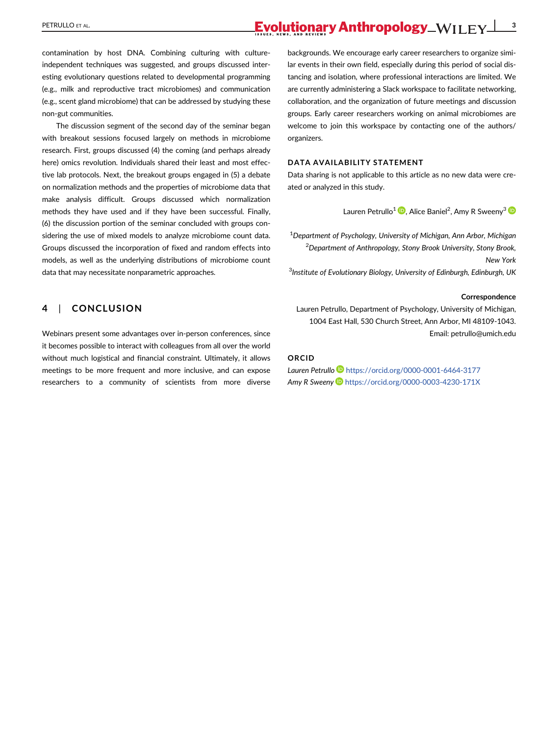contamination by host DNA. Combining culturing with culture-independent techniques was suggested, and groups discussed interesting evolutionary questions related to developmental programming (e.g., milk and reproductive tract microbiomes) and communication (e.g., scent gland microbiome) that can be addressed by studying these non-gut communities.

The discussion segment of the second day of the seminar began with breakout sessions focused largely on methods in microbiome research. First, groups discussed (4) the coming (and perhaps already here) omics revolution. Individuals shared their least and most effective lab protocols. Next, the breakout groups engaged in (5) a debate on normalization methods and the properties of microbiome data that make analysis difficult. Groups discussed which normalization methods they have used and if they have been successful. Finally, (6) the discussion portion of the seminar concluded with groups considering the use of mixed models to analyze microbiome count data. Groups discussed the incorporation of fixed and random effects into models, as well as the underlying distributions of microbiome count data that may necessitate nonparametric approaches.

## 4 | CONCLUSION

Webinars present some advantages over in-person conferences, since it becomes possible to interact with colleagues from all over the world without much logistical and financial constraint. Ultimately, it allows meetings to be more frequent and more inclusive, and can expose researchers to a community of scientists from more diverse backgrounds. We encourage early career researchers to organize similar events in their own field, especially during this period of social distancing and isolation, where professional interactions are limited. We are currently administering a Slack workspace to facilitate networking, collaboration, and the organization of future meetings and discussion groups. Early career researchers working on animal microbiomes are welcome to join this workspace by contacting one of the authors/organizers.

### DATA AVAILABILITY STATEMENT

Data sharing is not applicable to this article as no new data were created or analyzed in this study.

Lauren Petrullo[1], Alice Baniel[2], Amy R Sweeny[3]

[1] *Department of Psychology, University of Michigan, Ann Arbor, Michigan*
[2] *Department of Anthropology, Stony Brook University, Stony Brook, New York*
[3] *Institute of Evolutionary Biology, University of Edinburgh, Edinburgh, UK*

**Correspondence**
Lauren Petrullo, Department of Psychology, University of Michigan, 1004 East Hall, 530 Church Street, Ann Arbor, MI 48109-1043.
Email: petrullo@umich.edu

### ORCID

*Lauren Petrullo* https://orcid.org/0000-0001-6464-3177
*Amy R Sweeny* https://orcid.org/0000-0003-4230-171X